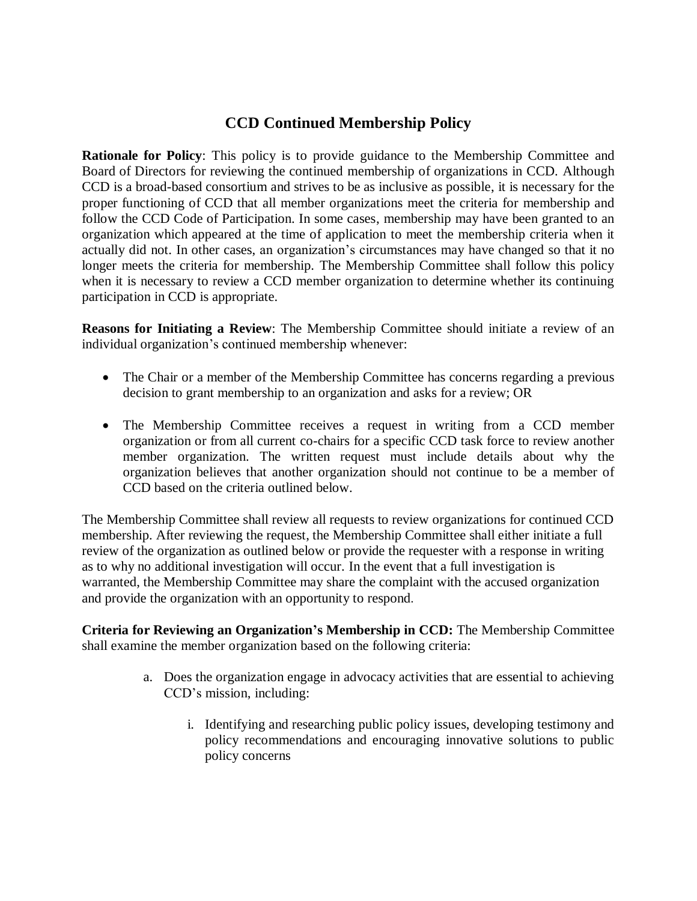# CCD Continued Membership Policy

**Rationale for Policy**: This policy is to provide guidance to the Membership Committee and Board of Directors for reviewing the continued membership of organizations in CCD. Although CCD is a broad-based consortium and strives to be as inclusive as possible, it is necessary for the proper functioning of CCD that all member organizations meet the criteria for membership and follow the CCD Code of Participation. In some cases, membership may have been granted to an organization which appeared at the time of application to meet the membership criteria when it actually did not. In other cases, an organization's circumstances may have changed so that it no longer meets the criteria for membership. The Membership Committee shall follow this policy when it is necessary to review a CCD member organization to determine whether its continuing participation in CCD is appropriate.

**Reasons for Initiating a Review**: The Membership Committee should initiate a review of an individual organization's continued membership whenever:

- The Chair or a member of the Membership Committee has concerns regarding a previous decision to grant membership to an organization and asks for a review; OR
- The Membership Committee receives a request in writing from a CCD member organization or from all current co-chairs for a specific CCD task force to review another member organization. The written request must include details about why the organization believes that another organization should not continue to be a member of CCD based on the criteria outlined below.

The Membership Committee shall review all requests to review organizations for continued CCD membership. After reviewing the request, the Membership Committee shall either initiate a full review of the organization as outlined below or provide the requester with a response in writing as to why no additional investigation will occur. In the event that a full investigation is warranted, the Membership Committee may share the complaint with the accused organization and provide the organization with an opportunity to respond.

**Criteria for Reviewing an Organization's Membership in CCD:** The Membership Committee shall examine the member organization based on the following criteria:

a. Does the organization engage in advocacy activities that are essential to achieving CCD's mission, including:

    i. Identifying and researching public policy issues, developing testimony and policy recommendations and encouraging innovative solutions to public policy concerns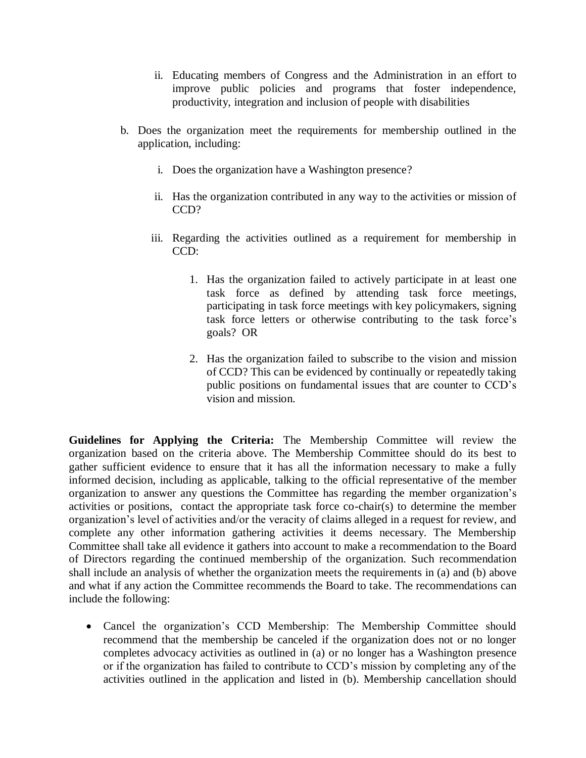ii. Educating members of Congress and the Administration in an effort to improve public policies and programs that foster independence, productivity, integration and inclusion of people with disabilities

b. Does the organization meet the requirements for membership outlined in the application, including:

   i. Does the organization have a Washington presence?

   ii. Has the organization contributed in any way to the activities or mission of CCD?

   iii. Regarding the activities outlined as a requirement for membership in CCD:

      1. Has the organization failed to actively participate in at least one task force as defined by attending task force meetings, participating in task force meetings with key policymakers, signing task force letters or otherwise contributing to the task force's goals? OR

      2. Has the organization failed to subscribe to the vision and mission of CCD? This can be evidenced by continually or repeatedly taking public positions on fundamental issues that are counter to CCD's vision and mission.

**Guidelines for Applying the Criteria:** The Membership Committee will review the organization based on the criteria above. The Membership Committee should do its best to gather sufficient evidence to ensure that it has all the information necessary to make a fully informed decision, including as applicable, talking to the official representative of the member organization to answer any questions the Committee has regarding the member organization's activities or positions, contact the appropriate task force co-chair(s) to determine the member organization's level of activities and/or the veracity of claims alleged in a request for review, and complete any other information gathering activities it deems necessary. The Membership Committee shall take all evidence it gathers into account to make a recommendation to the Board of Directors regarding the continued membership of the organization. Such recommendation shall include an analysis of whether the organization meets the requirements in (a) and (b) above and what if any action the Committee recommends the Board to take. The recommendations can include the following:

- Cancel the organization's CCD Membership: The Membership Committee should recommend that the membership be canceled if the organization does not or no longer completes advocacy activities as outlined in (a) or no longer has a Washington presence or if the organization has failed to contribute to CCD's mission by completing any of the activities outlined in the application and listed in (b). Membership cancellation should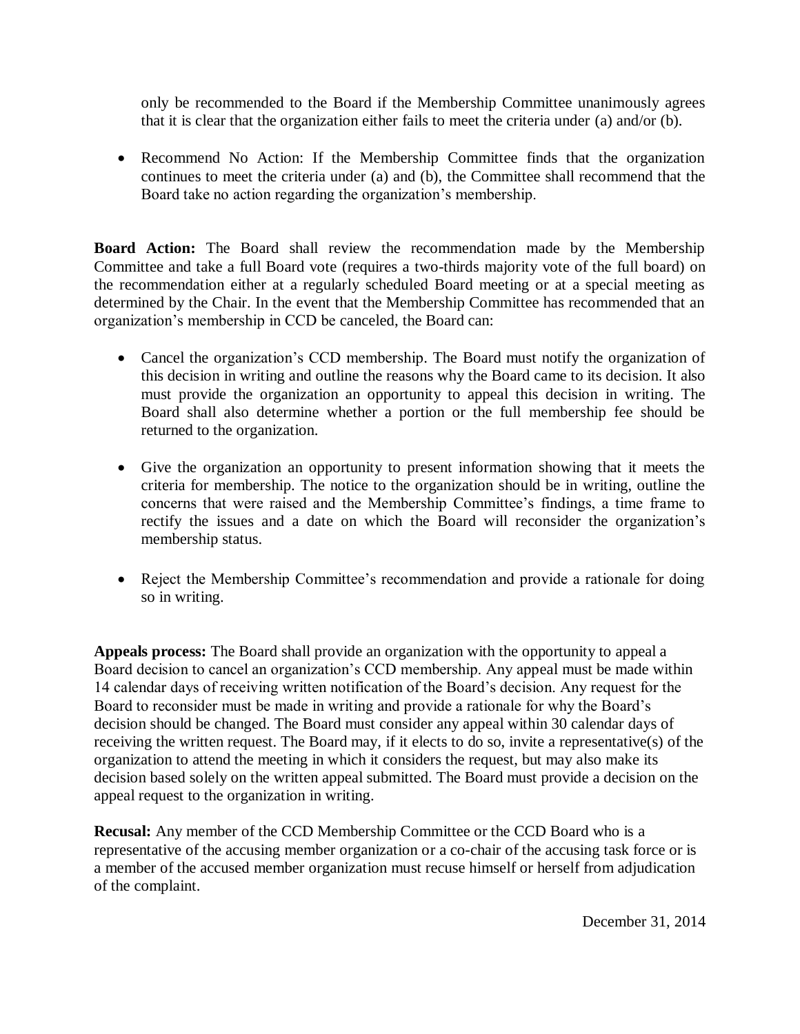only be recommended to the Board if the Membership Committee unanimously agrees that it is clear that the organization either fails to meet the criteria under (a) and/or (b).

- Recommend No Action: If the Membership Committee finds that the organization continues to meet the criteria under (a) and (b), the Committee shall recommend that the Board take no action regarding the organization's membership.

**Board Action:** The Board shall review the recommendation made by the Membership Committee and take a full Board vote (requires a two-thirds majority vote of the full board) on the recommendation either at a regularly scheduled Board meeting or at a special meeting as determined by the Chair. In the event that the Membership Committee has recommended that an organization's membership in CCD be canceled, the Board can:

- Cancel the organization's CCD membership. The Board must notify the organization of this decision in writing and outline the reasons why the Board came to its decision. It also must provide the organization an opportunity to appeal this decision in writing. The Board shall also determine whether a portion or the full membership fee should be returned to the organization.

- Give the organization an opportunity to present information showing that it meets the criteria for membership. The notice to the organization should be in writing, outline the concerns that were raised and the Membership Committee's findings, a time frame to rectify the issues and a date on which the Board will reconsider the organization's membership status.

- Reject the Membership Committee's recommendation and provide a rationale for doing so in writing.

**Appeals process:** The Board shall provide an organization with the opportunity to appeal a Board decision to cancel an organization's CCD membership. Any appeal must be made within 14 calendar days of receiving written notification of the Board's decision. Any request for the Board to reconsider must be made in writing and provide a rationale for why the Board's decision should be changed. The Board must consider any appeal within 30 calendar days of receiving the written request. The Board may, if it elects to do so, invite a representative(s) of the organization to attend the meeting in which it considers the request, but may also make its decision based solely on the written appeal submitted. The Board must provide a decision on the appeal request to the organization in writing.

**Recusal:** Any member of the CCD Membership Committee or the CCD Board who is a representative of the accusing member organization or a co-chair of the accusing task force or is a member of the accused member organization must recuse himself or herself from adjudication of the complaint.

December 31, 2014